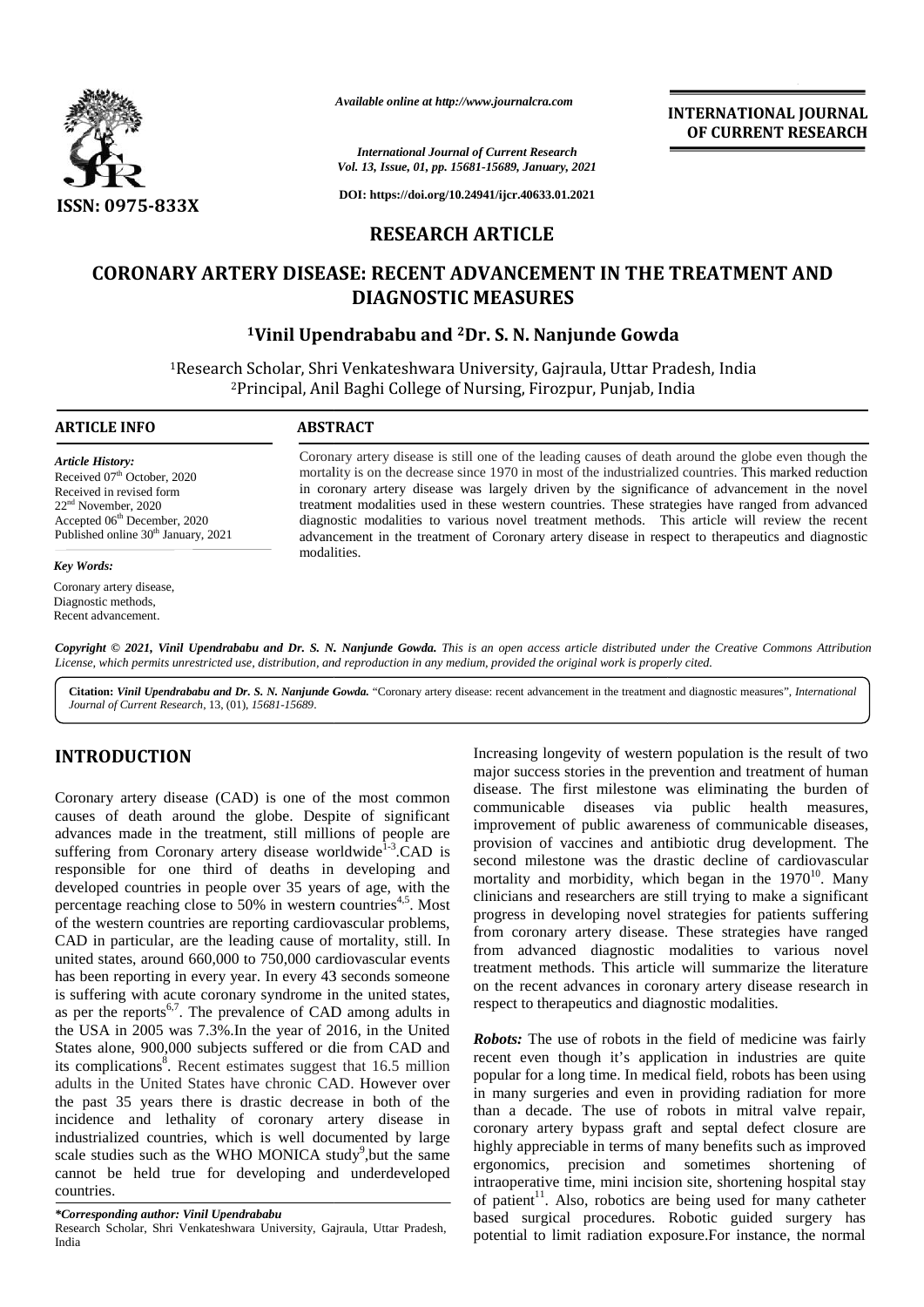# CORONARY ARTERY DISEASE: RECENT ADVANCEMENT IN THE TREATMENT AND DIAGNOSTIC MEASURES

**[1]Vinil Upendrababu and [2]Dr. S. N. Nanjunde Gowda**

[1]Research Scholar, Shri Venkateshwara University, Gajraula, Uttar Pradesh, India
[2]Principal, Anil Baghi College of Nursing, Firozpur, Punjab, India

**RESEARCH ARTICLE**

## ARTICLE INFO

*Article History:*
Received 07th October, 2020
Received in revised form
22nd November, 2020
Accepted 06th December, 2020
Published online 30th January, 2021

*Key Words:*
Coronary artery disease,
Diagnostic methods,
Recent advancement.

## ABSTRACT

Coronary artery disease is still one of the leading causes of death around the globe even though the mortality is on the decrease since 1970 in most of the industrialized countries. This marked reduction in coronary artery disease was largely driven by the significance of advancement in the novel treatment modalities used in these western countries. These strategies have ranged from advanced diagnostic modalities to various novel treatment methods. This article will review the recent advancement in the treatment of Coronary artery disease in respect to therapeutics and diagnostic modalities.

*Copyright © 2021, Vinil Upendrababu and Dr. S. N. Nanjunde Gowda. This is an open access article distributed under the Creative Commons Attribution License, which permits unrestricted use, distribution, and reproduction in any medium, provided the original work is properly cited.*

**Citation:** ***Vinil Upendrababu and Dr. S. N. Nanjunde Gowda.*** "Coronary artery disease: recent advancement in the treatment and diagnostic measures", *International Journal of Current Research*, 13, (01), *15681-15689*.

## INTRODUCTION

Coronary artery disease (CAD) is one of the most common causes of death around the globe. Despite of significant advances made in the treatment, still millions of people are suffering from Coronary artery disease worldwide[1-3].CAD is responsible for one third of deaths in developing and developed countries in people over 35 years of age, with the percentage reaching close to 50% in western countries[4,5]. Most of the western countries are reporting cardiovascular problems, CAD in particular, are the leading cause of mortality, still. In united states, around 660,000 to 750,000 cardiovascular events has been reporting in every year. In every 43 seconds someone is suffering with acute coronary syndrome in the united states, as per the reports[6,7]. The prevalence of CAD among adults in the USA in 2005 was 7.3%.In the year of 2016, in the United States alone, 900,000 subjects suffered or die from CAD and its complications[8]. Recent estimates suggest that 16.5 million adults in the United States have chronic CAD. However over the past 35 years there is drastic decrease in both of the incidence and lethality of coronary artery disease in industrialized countries, which is well documented by large scale studies such as the WHO MONICA study[9],but the same cannot be held true for developing and underdeveloped countries.

Increasing longevity of western population is the result of two major success stories in the prevention and treatment of human disease. The first milestone was eliminating the burden of communicable diseases via public health measures, improvement of public awareness of communicable diseases, provision of vaccines and antibiotic drug development. The second milestone was the drastic decline of cardiovascular mortality and morbidity, which began in the 1970[10]. Many clinicians and researchers are still trying to make a significant progress in developing novel strategies for patients suffering from coronary artery disease. These strategies have ranged from advanced diagnostic modalities to various novel treatment methods. This article will summarize the literature on the recent advances in coronary artery disease research in respect to therapeutics and diagnostic modalities.

***Robots:*** The use of robots in the field of medicine was fairly recent even though it's application in industries are quite popular for a long time. In medical field, robots has been using in many surgeries and even in providing radiation for more than a decade. The use of robots in mitral valve repair, coronary artery bypass graft and septal defect closure are highly appreciable in terms of many benefits such as improved ergonomics, precision and sometimes shortening of intraoperative time, mini incision site, shortening hospital stay of patient[11]. Also, robotics are being used for many catheter based surgical procedures. Robotic guided surgery has potential to limit radiation exposure.For instance, the normal

*\*Corresponding author: Vinil Upendrababu*
Research Scholar, Shri Venkateshwara University, Gajraula, Uttar Pradesh, India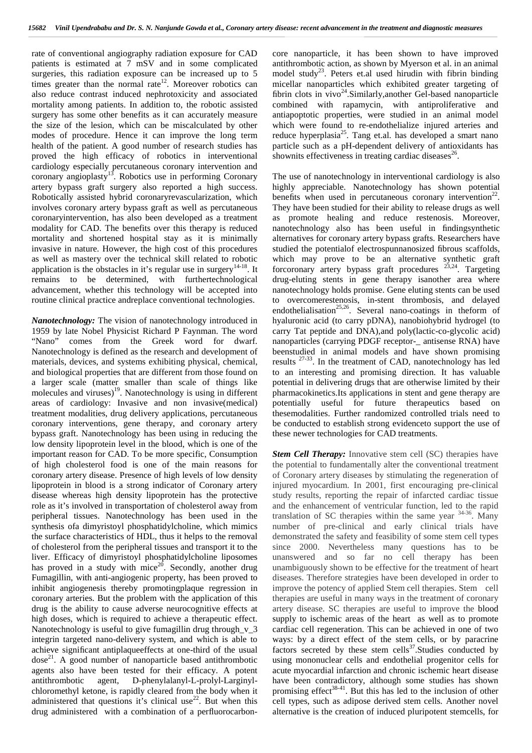rate of conventional angiography radiation exposure for CAD patients is estimated at 7 mSV and in some complicated surgeries, this radiation exposure can be increased up to 5 times greater than the normal rate[12]. Moreover robotics can also reduce contrast induced nephrotoxicity and associated mortality among patients. In addition to, the robotic assisted surgery has some other benefits as it can accurately measure the size of the lesion, which can be miscalculated by other modes of procedure. Hence it can improve the long term health of the patient. A good number of research studies has proved the high efficacy of robotics in interventional cardiology especially percutaneous coronary intervention and coronary angioplasty[13]. Robotics use in performing Coronary artery bypass graft surgery also reported a high success. Robotically assisted hybrid coronaryrevascularization, which involves coronary artery bypass graft as well as percutaneous coronaryintervention, has also been developed as a treatment modality for CAD. The benefits over this therapy is reduced mortality and shortened hospital stay as it is minimally invasive in nature. However, the high cost of this procedures as well as mastery over the technical skill related to robotic application is the obstacles in it's regular use in surgery[14-18]. It remains to be determined, with furthertechnological advancement, whether this technology will be accepted into routine clinical practice andreplace conventional technologies.

***Nanotechnology:*** The vision of nanotechnology introduced in 1959 by late Nobel Physicist Richard P Faynman. The word "Nano" comes from the Greek word for dwarf. Nanotechnology is defined as the research and development of materials, devices, and systems exhibiting physical, chemical, and biological properties that are different from those found on a larger scale (matter smaller than scale of things like molecules and viruses)[19]. Nanotechnology is using in different areas of cardiology: Invasive and non invasive(medical) treatment modalities, drug delivery applications, percutaneous coronary interventions, gene therapy, and coronary artery bypass graft. Nanotechnology has been using in reducing the low density lipoprotein level in the blood, which is one of the important reason for CAD. To be more specific, Consumption of high cholesterol food is one of the main reasons for coronary artery disease. Presence of high levels of low density lipoprotein in blood is a strong indicator of Coronary artery disease whereas high density lipoprotein has the protective role as it's involved in transportation of cholesterol away from peripheral tissues. Nanotechnology has been used in the synthesis ofa dimyristoyl phosphatidylcholine, which mimics the surface characteristics of HDL, thus it helps to the removal of cholesterol from the peripheral tissues and transport it to the liver. Efficacy of dimyristoyl phosphatidylcholine liposomes has proved in a study with mice[20]. Secondly, another drug Fumagillin, with anti-angiogenic property, has been proved to inhibit angiogenesis thereby promotingplaque regression in coronary arteries. But the problem with the application of this drug is the ability to cause adverse neurocognitive effects at high doses, which is required to achieve a therapeutic effect. Nanotechnology is useful to give fumagillin drug through_v_3 integrin targeted nano-delivery system, and which is able to achieve significant antiplaqueeffects at one-third of the usual dose[21]. A good number of nanoparticle based antithrombotic agents also have been tested for their efficacy. A potent antithrombotic agent, D-phenylalanyl-L-prolyl-Larginyl-chloromethyl ketone, is rapidly cleared from the body when it administered that questions it's clinical use[22]. But when this drug administered with a combination of a perfluorocarbon-core nanoparticle, it has been shown to have improved antithrombotic action, as shown by Myerson et al. in an animal model study[23]. Peters et.al used hirudin with fibrin binding micellar nanoparticles which exhibited greater targeting of fibrin clots in vivo[24].Similarly,another Gel-based nanoparticle combined with rapamycin, with antiproliferative and antiapoptotic properties, were studied in an animal model which were found to re-endothelialize injured arteries and reduce hyperplasia[25]. Tang et.al. has developed a smart nano particle such as a pH-dependent delivery of antioxidants has shownits effectiveness in treating cardiac diseases[26].

The use of nanotechnology in interventional cardiology is also highly appreciable. Nanotechnology has shown potential benefits when used in percutaneous coronary intervention[22]. They have been studied for their ability to release drugs as well as promote healing and reduce restenosis. Moreover, nanotechnology also has been useful in findingsynthetic alternatives for coronary artery bypass grafts. Researchers have studied the potentialof electrospunnanosized fibrous scaffolds, which may prove to be an alternative synthetic graft forcoronary artery bypass graft procedures [23,24]. Targeting drug-eluting stents in gene therapy isanother area where nanotechnology holds promise. Gene eluting stents can be used to overcomerestenosis, in-stent thrombosis, and delayed endothelialisation[25,26]. Several nano-coatings in theform of hyaluronic acid (to carry pDNA), nanobiohybrid hydrogel (to carry Tat peptide and DNA),and poly(lactic-co-glycolic acid) nanoparticles (carrying PDGF receptor-_ antisense RNA) have beenstudied in animal models and have shown promising results [27-33]. In the treatment of CAD, nanotechnology has led to an interesting and promising direction. It has valuable potential in delivering drugs that are otherwise limited by their pharmacokinetics.Its applications in stent and gene therapy are potentially useful for future therapeutics based on thesemodalities. Further randomized controlled trials need to be conducted to establish strong evidenceto support the use of these newer technologies for CAD treatments.

***Stem Cell Therapy:*** Innovative stem cell (SC) therapies have the potential to fundamentally alter the conventional treatment of Coronary artery diseases by stimulating the regeneration of injured myocardium. In 2001, first encouraging pre-clinical study results, reporting the repair of infarcted cardiac tissue and the enhancement of ventricular function, led to the rapid translation of SC therapies within the same year [34-36]. Many number of pre-clinical and early clinical trials have demonstrated the safety and feasibility of some stem cell types since 2000. Nevertheless many questions has to be unanswered and so far no cell therapy has been unambiguously shown to be effective for the treatment of heart diseases. Therefore strategies have been developed in order to improve the potency of applied Stem cell therapies. Stem cell therapies are useful in many ways in the treatment of coronary artery disease. SC therapies are useful to improve the blood supply to ischemic areas of the heart as well as to promote cardiac cell regeneration. This can be achieved in one of two ways: by a direct effect of the stem cells, or by paracrine factors secreted by these stem cells[37].Studies conducted by using mononuclear cells and endothelial progenitor cells for acute myocardial infarction and chronic ischemic heart disease have been contradictory, although some studies has shown promising effect[38-41]. But this has led to the inclusion of other cell types, such as adipose derived stem cells. Another novel alternative is the creation of induced pluripotent stemcells, for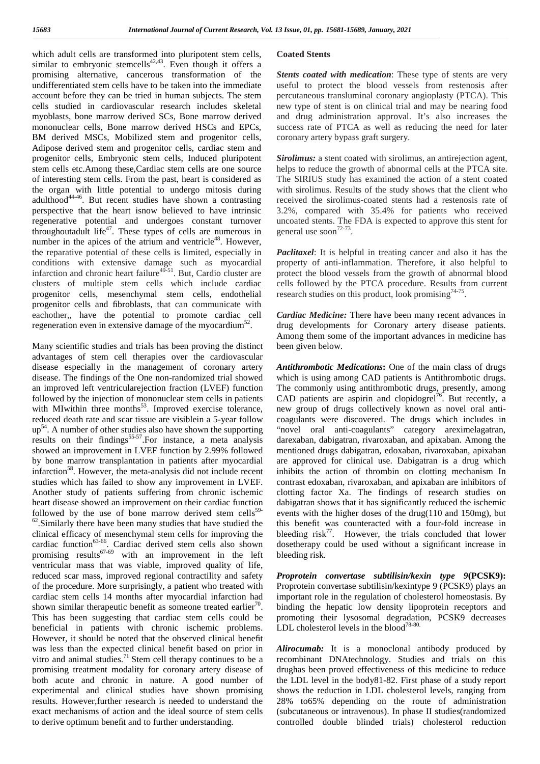which adult cells are transformed into pluripotent stem cells, similar to embryonic stemcells[42,43]. Even though it offers a promising alternative, cancerous transformation of the undifferentiated stem cells have to be taken into the immediate account before they can be tried in human subjects. The stem cells studied in cardiovascular research includes skeletal myoblasts, bone marrow derived SCs, Bone marrow derived mononuclear cells, Bone marrow derived HSCs and EPCs, BM derived MSCs, Mobilized stem and progenitor cells, Adipose derived stem and progenitor cells, cardiac stem and progenitor cells, Embryonic stem cells, Induced pluripotent stem cells etc.Among these,Cardiac stem cells are one source of interesting stem cells. From the past, heart is considered as the organ with little potential to undergo mitosis during adulthood[44-46]. But recent studies have shown a contrasting perspective that the heart isnow believed to have intrinsic regenerative potential and undergoes constant turnover throughoutadult life[47]. These types of cells are numerous in number in the apices of the atrium and ventricle[48]. However, the reparative potential of these cells is limited, especially in conditions with extensive damage such as myocardial infarction and chronic heart failure[49-51]. But, Cardio cluster are clusters of multiple stem cells which include cardiac progenitor cells, mesenchymal stem cells, endothelial progenitor cells and fibroblasts, that can communicate with eachother,, have the potential to promote cardiac cell regeneration even in extensive damage of the myocardium[52].

Many scientific studies and trials has been proving the distinct advantages of stem cell therapies over the cardiovascular disease especially in the management of coronary artery disease. The findings of the One non-randomized trial showed an improved left ventricularejection fraction (LVEF) function followed by the injection of mononuclear stem cells in patients with MIwithin three months[53]. Improved exercise tolerance, reduced death rate and scar tissue are also visiblein a 5-year follow up[54]. A number of other studies also have shown the supporting results on their findings[55-57].For instance, a meta analysis showed an improvement in LVEF function by 2.99% followed by bone marrow transplantation in patients after myocardial infarction[58]. However, the meta-analysis did not include recent studies which has failed to show any improvement in LVEF. Another study of patients suffering from chronic ischemic heart disease showed an improvement on their cardiac function followed by the use of bone marrow derived stem cells[59-62].Similarly there have been many studies that have studied the clinical efficacy of mesenchymal stem cells for improving the cardiac function[63-66]. Cardiac derived stem cells also shown promising results[67-69] with an improvement in the left ventricular mass that was viable, improved quality of life, reduced scar mass, improved regional contractility and safety of the procedure. More surprisingly, a patient who treated with cardiac stem cells 14 months after myocardial infarction had shown similar therapeutic benefit as someone treated earlier[70]. This has been suggesting that cardiac stem cells could be beneficial in patients with chronic ischemic problems. However, it should be noted that the observed clinical benefit was less than the expected clinical benefit based on prior in vitro and animal studies.[71] Stem cell therapy continues to be a promising treatment modality for coronary artery disease of both acute and chronic in nature. A good number of experimental and clinical studies have shown promising results. However,further research is needed to understand the exact mechanisms of action and the ideal source of stem cells to derive optimum benefit and to further understanding.

**Coated Stents**

***Stents coated with medication***: These type of stents are very useful to protect the blood vessels from restenosis after percutaneous transluminal coronary angioplasty (PTCA). This new type of stent is on clinical trial and may be nearing food and drug administration approval. It's also increases the success rate of PTCA as well as reducing the need for later coronary artery bypass graft surgery.

***Sirolimus:*** a stent coated with sirolimus, an antirejection agent, helps to reduce the growth of abnormal cells at the PTCA site. The SIRIUS study has examined the action of a stent coated with sirolimus. Results of the study shows that the client who received the sirolimus-coated stents had a restenosis rate of 3.2%, compared with 35.4% for patients who received uncoated stents. The FDA is expected to approve this stent for general use soon[72-73].

***Paclitaxel***: It is helpful in treating cancer and also it has the property of anti-inflammation. Therefore, it also helpful to protect the blood vessels from the growth of abnormal blood cells followed by the PTCA procedure. Results from current research studies on this product, look promising[74-75].

***Cardiac Medicine:*** There have been many recent advances in drug developments for Coronary artery disease patients. Among them some of the important advances in medicine has been given below.

***Antithrombotic Medications*:** One of the main class of drugs which is using among CAD patients is Antithrombotic drugs. The commonly using antithrombotic drugs, presently, among CAD patients are aspirin and clopidogrel[76]. But recently, a new group of drugs collectively known as novel oral anti-coagulants were discovered. The drugs which includes in "novel oral anti-coagulants" category areximelagatran, darexaban, dabigatran, rivaroxaban, and apixaban. Among the mentioned drugs dabigatran, edoxaban, rivaroxaban, apixaban are approved for clinical use. Dabigatran is a drug which inhibits the action of thrombin on clotting mechanism In contrast edoxaban, rivaroxaban, and apixaban are inhibitors of clotting factor Xa. The findings of research studies on dabigatran shows that it has significantly reduced the ischemic events with the higher doses of the drug(110 and 150mg), but this benefit was counteracted with a four-fold increase in bleeding risk[77]. However, the trials concluded that lower dosetherapy could be used without a significant increase in bleeding risk.

***Proprotein convertase subtilisin/kexin type 9*(PCSK9):** Proprotein convertase subtilisin/kexintype 9 (PCSK9) plays an important role in the regulation of cholesterol homeostasis. By binding the hepatic low density lipoprotein receptors and promoting their lysosomal degradation, PCSK9 decreases LDL cholesterol levels in the blood[78-80].

***Alirocumab:*** It is a monoclonal antibody produced by recombinant DNAtechnology. Studies and trials on this drughas been proved effectiveness of this medicine to reduce the LDL level in the body81-82. First phase of a study report shows the reduction in LDL cholesterol levels, ranging from 28% to65% depending on the route of administration (subcutaneous or intravenous). In phase II studies(randomized controlled double blinded trials) cholesterol reduction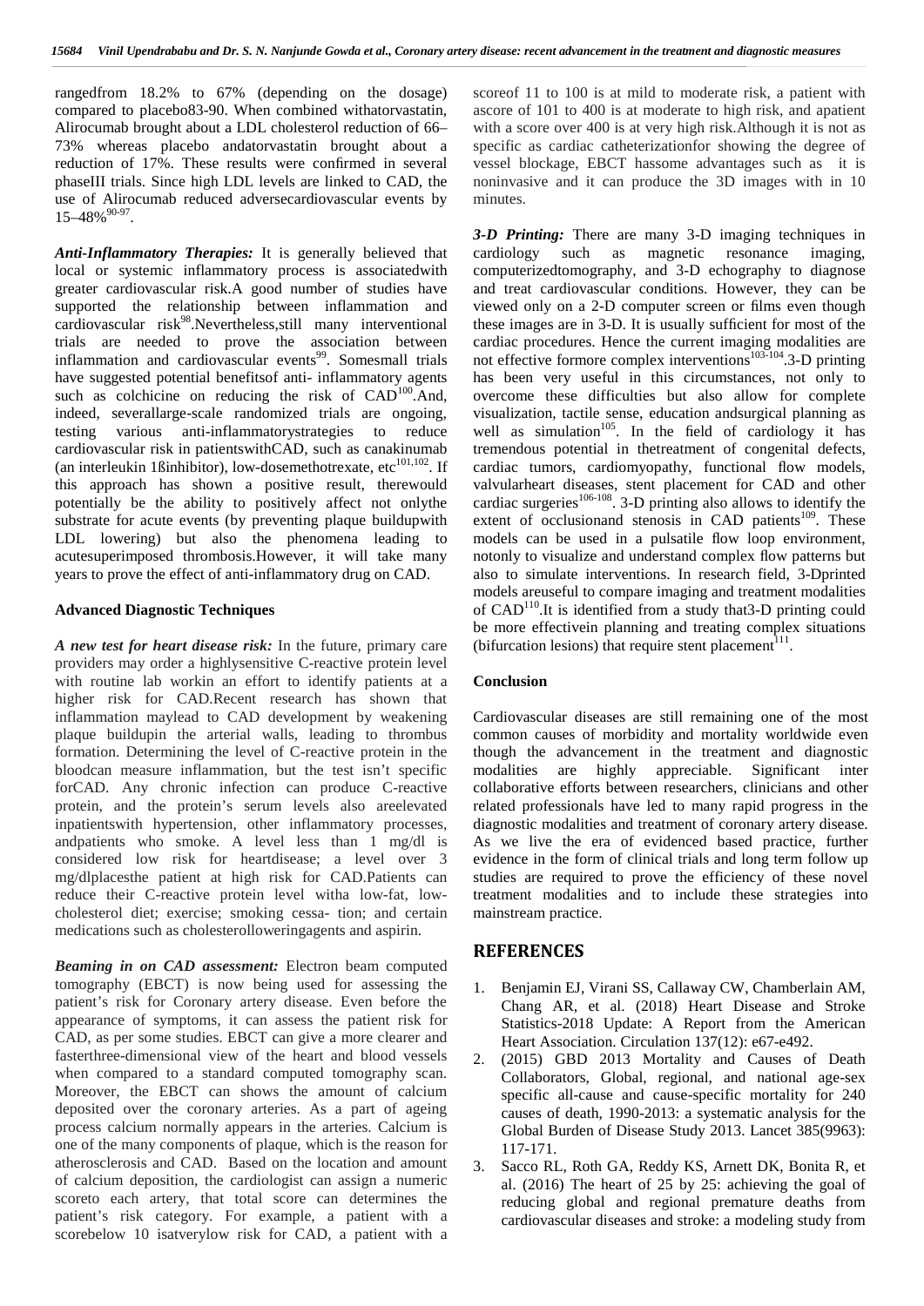rangedfrom 18.2% to 67% (depending on the dosage) compared to placebo83-90. When combined withatorvastatin, Alirocumab brought about a LDL cholesterol reduction of 66–73% whereas placebo andatorvastatin brought about a reduction of 17%. These results were confirmed in several phaseIII trials. Since high LDL levels are linked to CAD, the use of Alirocumab reduced adversecardiovascular events by 15–48%[90-97].

***Anti-Inflammatory Therapies:*** It is generally believed that local or systemic inflammatory process is associatedwith greater cardiovascular risk.A good number of studies have supported the relationship between inflammation and cardiovascular risk[98].Nevertheless,still many interventional trials are needed to prove the association between inflammation and cardiovascular events[99]. Somesmall trials have suggested potential benefitsof anti- inflammatory agents such as colchicine on reducing the risk of CAD[100].And, indeed, severallarge-scale randomized trials are ongoing, testing various anti-inflammatorystrategies to reduce cardiovascular risk in patientswithCAD, such as canakinumab (an interleukin 1ßinhibitor), low-dosemethotrexate, etc[101,102]. If this approach has shown a positive result, therewould potentially be the ability to positively affect not onlythe substrate for acute events (by preventing plaque buildupwith LDL lowering) but also the phenomena leading to acutesuperimposed thrombosis.However, it will take many years to prove the effect of anti-inflammatory drug on CAD.

**Advanced Diagnostic Techniques**

***A new test for heart disease risk:*** In the future, primary care providers may order a highlysensitive C-reactive protein level with routine lab workin an effort to identify patients at a higher risk for CAD.Recent research has shown that inflammation maylead to CAD development by weakening plaque buildupin the arterial walls, leading to thrombus formation. Determining the level of C-reactive protein in the bloodcan measure inflammation, but the test isn't specific forCAD. Any chronic infection can produce C-reactive protein, and the protein's serum levels also areelevated inpatientswith hypertension, other inflammatory processes, andpatients who smoke. A level less than 1 mg/dl is considered low risk for heartdisease; a level over 3 mg/dlplacesthe patient at high risk for CAD.Patients can reduce their C-reactive protein level witha low-fat, low-cholesterol diet; exercise; smoking cessa- tion; and certain medications such as cholesterolloweringagents and aspirin.

***Beaming in on CAD assessment:*** Electron beam computed tomography (EBCT) is now being used for assessing the patient's risk for Coronary artery disease. Even before the appearance of symptoms, it can assess the patient risk for CAD, as per some studies. EBCT can give a more clearer and fasterthree-dimensional view of the heart and blood vessels when compared to a standard computed tomography scan. Moreover, the EBCT can shows the amount of calcium deposited over the coronary arteries. As a part of ageing process calcium normally appears in the arteries. Calcium is one of the many components of plaque, which is the reason for atherosclerosis and CAD. Based on the location and amount of calcium deposition, the cardiologist can assign a numeric scoreto each artery, that total score can determines the patient's risk category. For example, a patient with a scorebelow 10 isatverylow risk for CAD, a patient with a scoreof 11 to 100 is at mild to moderate risk, a patient with ascore of 101 to 400 is at moderate to high risk, and apatient with a score over 400 is at very high risk.Although it is not as specific as cardiac catheterizationfor showing the degree of vessel blockage, EBCT hassome advantages such as it is noninvasive and it can produce the 3D images with in 10 minutes.

***3-D Printing:*** There are many 3-D imaging techniques in cardiology such as magnetic resonance imaging, computerizedtomography, and 3-D echography to diagnose and treat cardiovascular conditions. However, they can be viewed only on a 2-D computer screen or films even though these images are in 3-D. It is usually sufficient for most of the cardiac procedures. Hence the current imaging modalities are not effective formore complex interventions[103-104].3-D printing has been very useful in this circumstances, not only to overcome these difficulties but also allow for complete visualization, tactile sense, education andsurgical planning as well as simulation[105]. In the field of cardiology it has tremendous potential in thetreatment of congenital defects, cardiac tumors, cardiomyopathy, functional flow models, valvularheart diseases, stent placement for CAD and other cardiac surgeries[106-108]. 3-D printing also allows to identify the extent of occlusionand stenosis in CAD patients[109]. These models can be used in a pulsatile flow loop environment, notonly to visualize and understand complex flow patterns but also to simulate interventions. In research field, 3-Dprinted models areuseful to compare imaging and treatment modalities of CAD[110].It is identified from a study that3-D printing could be more effectivein planning and treating complex situations (bifurcation lesions) that require stent placement[111].

**Conclusion**

Cardiovascular diseases are still remaining one of the most common causes of morbidity and mortality worldwide even though the advancement in the treatment and diagnostic modalities are highly appreciable. Significant inter collaborative efforts between researchers, clinicians and other related professionals have led to many rapid progress in the diagnostic modalities and treatment of coronary artery disease. As we live the era of evidenced based practice, further evidence in the form of clinical trials and long term follow up studies are required to prove the efficiency of these novel treatment modalities and to include these strategies into mainstream practice.

## REFERENCES

1. Benjamin EJ, Virani SS, Callaway CW, Chamberlain AM, Chang AR, et al. (2018) Heart Disease and Stroke Statistics-2018 Update: A Report from the American Heart Association. Circulation 137(12): e67-e492.
2. (2015) GBD 2013 Mortality and Causes of Death Collaborators, Global, regional, and national age-sex specific all-cause and cause-specific mortality for 240 causes of death, 1990-2013: a systematic analysis for the Global Burden of Disease Study 2013. Lancet 385(9963): 117-171.
3. Sacco RL, Roth GA, Reddy KS, Arnett DK, Bonita R, et al. (2016) The heart of 25 by 25: achieving the goal of reducing global and regional premature deaths from cardiovascular diseases and stroke: a modeling study from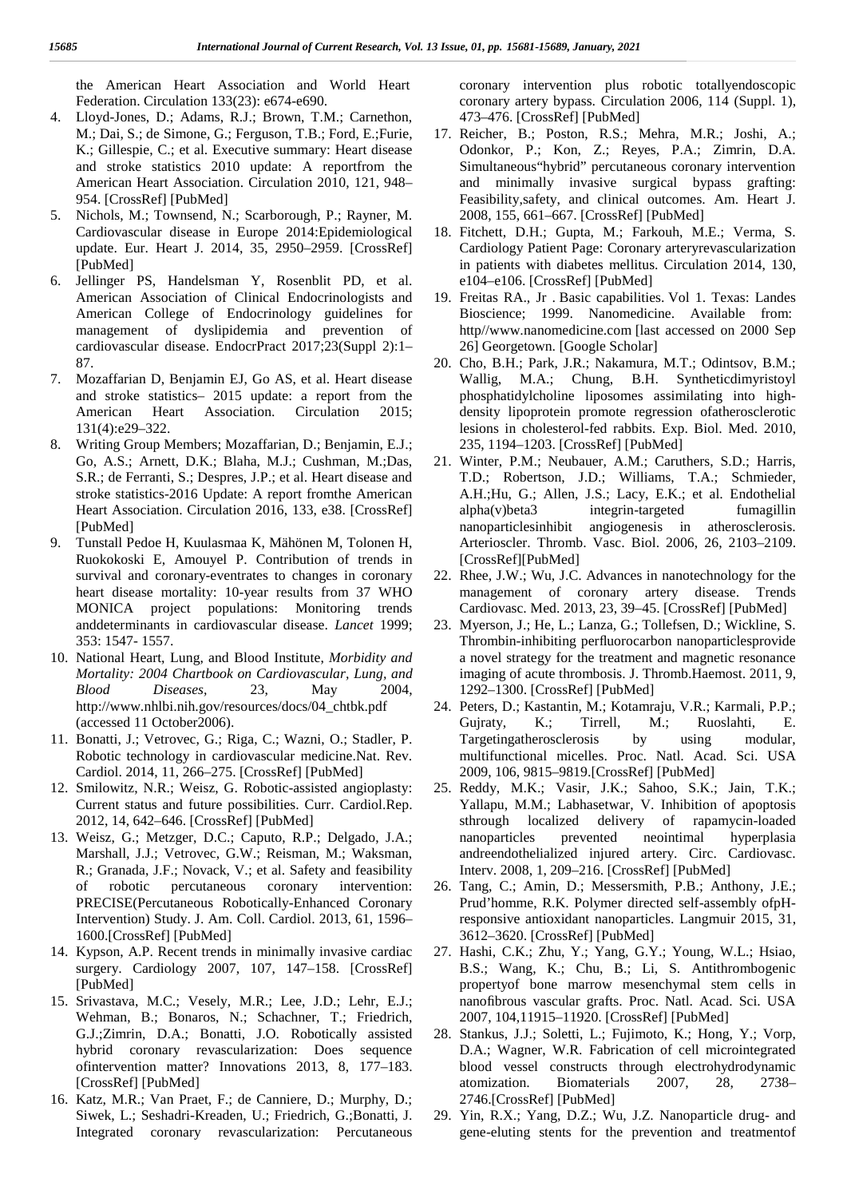the American Heart Association and World Heart Federation. Circulation 133(23): e674-e690.

4. Lloyd-Jones, D.; Adams, R.J.; Brown, T.M.; Carnethon, M.; Dai, S.; de Simone, G.; Ferguson, T.B.; Ford, E.;Furie, K.; Gillespie, C.; et al. Executive summary: Heart disease and stroke statistics 2010 update: A reportfrom the American Heart Association. Circulation 2010, 121, 948–954. [CrossRef] [PubMed]
5. Nichols, M.; Townsend, N.; Scarborough, P.; Rayner, M. Cardiovascular disease in Europe 2014:Epidemiological update. Eur. Heart J. 2014, 35, 2950–2959. [CrossRef] [PubMed]
6. Jellinger PS, Handelsman Y, Rosenblit PD, et al. American Association of Clinical Endocrinologists and American College of Endocrinology guidelines for management of dyslipidemia and prevention of cardiovascular disease. EndocrPract 2017;23(Suppl 2):1–87.
7. Mozaffarian D, Benjamin EJ, Go AS, et al. Heart disease and stroke statistics– 2015 update: a report from the American Heart Association. Circulation 2015; 131(4):e29–322.
8. Writing Group Members; Mozaffarian, D.; Benjamin, E.J.; Go, A.S.; Arnett, D.K.; Blaha, M.J.; Cushman, M.;Das, S.R.; de Ferranti, S.; Despres, J.P.; et al. Heart disease and stroke statistics-2016 Update: A report fromthe American Heart Association. Circulation 2016, 133, e38. [CrossRef] [PubMed]
9. Tunstall Pedoe H, Kuulasmaa K, Mähönen M, Tolonen H, Ruokokoski E, Amouyel P. Contribution of trends in survival and coronary-eventrates to changes in coronary heart disease mortality: 10-year results from 37 WHO MONICA project populations: Monitoring trends anddeterminants in cardiovascular disease. *Lancet* 1999; 353: 1547- 1557.
10. National Heart, Lung, and Blood Institute, *Morbidity and Mortality: 2004 Chartbook on Cardiovascular, Lung, and Blood Diseases,* 23, May 2004, http://www.nhlbi.nih.gov/resources/docs/04_chtbk.pdf (accessed 11 October2006).
11. Bonatti, J.; Vetrovec, G.; Riga, C.; Wazni, O.; Stadler, P. Robotic technology in cardiovascular medicine.Nat. Rev. Cardiol. 2014, 11, 266–275. [CrossRef] [PubMed]
12. Smilowitz, N.R.; Weisz, G. Robotic-assisted angioplasty: Current status and future possibilities. Curr. Cardiol.Rep. 2012, 14, 642–646. [CrossRef] [PubMed]
13. Weisz, G.; Metzger, D.C.; Caputo, R.P.; Delgado, J.A.; Marshall, J.J.; Vetrovec, G.W.; Reisman, M.; Waksman, R.; Granada, J.F.; Novack, V.; et al. Safety and feasibility of robotic percutaneous coronary intervention: PRECISE(Percutaneous Robotically-Enhanced Coronary Intervention) Study. J. Am. Coll. Cardiol. 2013, 61, 1596–1600.[CrossRef] [PubMed]
14. Kypson, A.P. Recent trends in minimally invasive cardiac surgery. Cardiology 2007, 107, 147–158. [CrossRef] [PubMed]
15. Srivastava, M.C.; Vesely, M.R.; Lee, J.D.; Lehr, E.J.; Wehman, B.; Bonaros, N.; Schachner, T.; Friedrich, G.J.;Zimrin, D.A.; Bonatti, J.O. Robotically assisted hybrid coronary revascularization: Does sequence ofintervention matter? Innovations 2013, 8, 177–183. [CrossRef] [PubMed]
16. Katz, M.R.; Van Praet, F.; de Canniere, D.; Murphy, D.; Siwek, L.; Seshadri-Kreaden, U.; Friedrich, G.;Bonatti, J. Integrated coronary revascularization: Percutaneous coronary intervention plus robotic totallyendoscopic coronary artery bypass. Circulation 2006, 114 (Suppl. 1), 473–476. [CrossRef] [PubMed]
17. Reicher, B.; Poston, R.S.; Mehra, M.R.; Joshi, A.; Odonkor, P.; Kon, Z.; Reyes, P.A.; Zimrin, D.A. Simultaneous"hybrid" percutaneous coronary intervention and minimally invasive surgical bypass grafting: Feasibility,safety, and clinical outcomes. Am. Heart J. 2008, 155, 661–667. [CrossRef] [PubMed]
18. Fitchett, D.H.; Gupta, M.; Farkouh, M.E.; Verma, S. Cardiology Patient Page: Coronary arteryrevascularization in patients with diabetes mellitus. Circulation 2014, 130, e104–e106. [CrossRef] [PubMed]
19. Freitas RA., Jr . Basic capabilities. Vol 1. Texas: Landes Bioscience; 1999. Nanomedicine. Available from: http//www.nanomedicine.com [last accessed on 2000 Sep 26] Georgetown. [Google Scholar]
20. Cho, B.H.; Park, J.R.; Nakamura, M.T.; Odintsov, B.M.; Wallig, M.A.; Chung, B.H. Syntheticdimyristoyl phosphatidylcholine liposomes assimilating into high-density lipoprotein promote regression ofatherosclerotic lesions in cholesterol-fed rabbits. Exp. Biol. Med. 2010, 235, 1194–1203. [CrossRef] [PubMed]
21. Winter, P.M.; Neubauer, A.M.; Caruthers, S.D.; Harris, T.D.; Robertson, J.D.; Williams, T.A.; Schmieder, A.H.;Hu, G.; Allen, J.S.; Lacy, E.K.; et al. Endothelial alpha(v)beta3 integrin-targeted fumagillin nanoparticlesinhibit angiogenesis in atherosclerosis. Arterioscler. Thromb. Vasc. Biol. 2006, 26, 2103–2109. [CrossRef][PubMed]
22. Rhee, J.W.; Wu, J.C. Advances in nanotechnology for the management of coronary artery disease. Trends Cardiovasc. Med. 2013, 23, 39–45. [CrossRef] [PubMed]
23. Myerson, J.; He, L.; Lanza, G.; Tollefsen, D.; Wickline, S. Thrombin-inhibiting perfluorocarbon nanoparticlesprovide a novel strategy for the treatment and magnetic resonance imaging of acute thrombosis. J. Thromb.Haemost. 2011, 9, 1292–1300. [CrossRef] [PubMed]
24. Peters, D.; Kastantin, M.; Kotamraju, V.R.; Karmali, P.P.; Gujraty, K.; Tirrell, M.; Ruoslahti, E. Targetingatherosclerosis by using modular, multifunctional micelles. Proc. Natl. Acad. Sci. USA 2009, 106, 9815–9819.[CrossRef] [PubMed]
25. Reddy, M.K.; Vasir, J.K.; Sahoo, S.K.; Jain, T.K.; Yallapu, M.M.; Labhasetwar, V. Inhibition of apoptosis sthrough localized delivery of rapamycin-loaded nanoparticles prevented neointimal hyperplasia andreendothelialized injured artery. Circ. Cardiovasc. Interv. 2008, 1, 209–216. [CrossRef] [PubMed]
26. Tang, C.; Amin, D.; Messersmith, P.B.; Anthony, J.E.; Prud'homme, R.K. Polymer directed self-assembly ofpH-responsive antioxidant nanoparticles. Langmuir 2015, 31, 3612–3620. [CrossRef] [PubMed]
27. Hashi, C.K.; Zhu, Y.; Yang, G.Y.; Young, W.L.; Hsiao, B.S.; Wang, K.; Chu, B.; Li, S. Antithrombogenic propertyof bone marrow mesenchymal stem cells in nanofibrous vascular grafts. Proc. Natl. Acad. Sci. USA 2007, 104,11915–11920. [CrossRef] [PubMed]
28. Stankus, J.J.; Soletti, L.; Fujimoto, K.; Hong, Y.; Vorp, D.A.; Wagner, W.R. Fabrication of cell microintegrated blood vessel constructs through electrohydrodynamic atomization. Biomaterials 2007, 28, 2738–2746.[CrossRef] [PubMed]
29. Yin, R.X.; Yang, D.Z.; Wu, J.Z. Nanoparticle drug- and gene-eluting stents for the prevention and treatmentof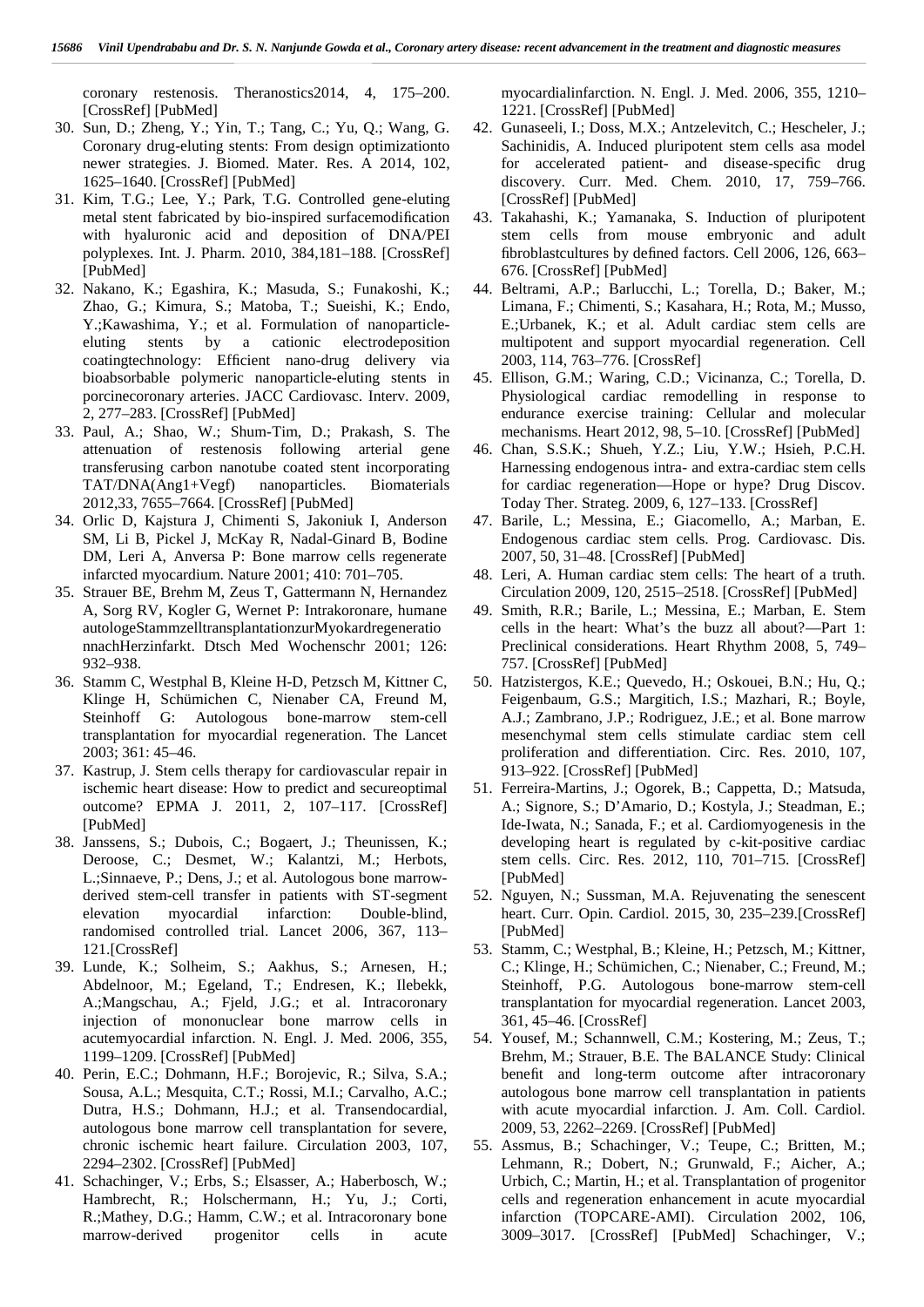coronary restenosis. Theranostics2014, 4, 175–200. [CrossRef] [PubMed]

30. Sun, D.; Zheng, Y.; Yin, T.; Tang, C.; Yu, Q.; Wang, G. Coronary drug-eluting stents: From design optimizationto newer strategies. J. Biomed. Mater. Res. A 2014, 102, 1625–1640. [CrossRef] [PubMed]
31. Kim, T.G.; Lee, Y.; Park, T.G. Controlled gene-eluting metal stent fabricated by bio-inspired surfacemodification with hyaluronic acid and deposition of DNA/PEI polyplexes. Int. J. Pharm. 2010, 384,181–188. [CrossRef] [PubMed]
32. Nakano, K.; Egashira, K.; Masuda, S.; Funakoshi, K.; Zhao, G.; Kimura, S.; Matoba, T.; Sueishi, K.; Endo, Y.;Kawashima, Y.; et al. Formulation of nanoparticle-eluting stents by a cationic electrodeposition coatingtechnology: Efficient nano-drug delivery via bioabsorbable polymeric nanoparticle-eluting stents in porcinecoronary arteries. JACC Cardiovasc. Interv. 2009, 2, 277–283. [CrossRef] [PubMed]
33. Paul, A.; Shao, W.; Shum-Tim, D.; Prakash, S. The attenuation of restenosis following arterial gene transferusing carbon nanotube coated stent incorporating TAT/DNA(Ang1+Vegf) nanoparticles. Biomaterials 2012,33, 7655–7664. [CrossRef] [PubMed]
34. Orlic D, Kajstura J, Chimenti S, Jakoniuk I, Anderson SM, Li B, Pickel J, McKay R, Nadal-Ginard B, Bodine DM, Leri A, Anversa P: Bone marrow cells regenerate infarcted myocardium. Nature 2001; 410: 701–705.
35. Strauer BE, Brehm M, Zeus T, Gattermann N, Hernandez A, Sorg RV, Kogler G, Wernet P: Intrakoronare, humane autologeStammzelltransplantationzurMyokardregeneratio nnachHerzinfarkt. Dtsch Med Wochenschr 2001; 126: 932–938.
36. Stamm C, Westphal B, Kleine H-D, Petzsch M, Kittner C, Klinge H, Schümichen C, Nienaber CA, Freund M, Steinhoff G: Autologous bone-marrow stem-cell transplantation for myocardial regeneration. The Lancet 2003; 361: 45–46.
37. Kastrup, J. Stem cells therapy for cardiovascular repair in ischemic heart disease: How to predict and secureoptimal outcome? EPMA J. 2011, 2, 107–117. [CrossRef] [PubMed]
38. Janssens, S.; Dubois, C.; Bogaert, J.; Theunissen, K.; Deroose, C.; Desmet, W.; Kalantzi, M.; Herbots, L.;Sinnaeve, P.; Dens, J.; et al. Autologous bone marrow-derived stem-cell transfer in patients with ST-segment elevation myocardial infarction: Double-blind, randomised controlled trial. Lancet 2006, 367, 113–121.[CrossRef]
39. Lunde, K.; Solheim, S.; Aakhus, S.; Arnesen, H.; Abdelnoor, M.; Egeland, T.; Endresen, K.; Ilebekk, A.;Mangschau, A.; Fjeld, J.G.; et al. Intracoronary injection of mononuclear bone marrow cells in acutemyocardial infarction. N. Engl. J. Med. 2006, 355, 1199–1209. [CrossRef] [PubMed]
40. Perin, E.C.; Dohmann, H.F.; Borojevic, R.; Silva, S.A.; Sousa, A.L.; Mesquita, C.T.; Rossi, M.I.; Carvalho, A.C.; Dutra, H.S.; Dohmann, H.J.; et al. Transendocardial, autologous bone marrow cell transplantation for severe, chronic ischemic heart failure. Circulation 2003, 107, 2294–2302. [CrossRef] [PubMed]
41. Schachinger, V.; Erbs, S.; Elsasser, A.; Haberbosch, W.; Hambrecht, R.; Holschermann, H.; Yu, J.; Corti, R.;Mathey, D.G.; Hamm, C.W.; et al. Intracoronary bone marrow-derived progenitor cells in acute myocardialinfarction. N. Engl. J. Med. 2006, 355, 1210–1221. [CrossRef] [PubMed]
42. Gunaseeli, I.; Doss, M.X.; Antzelevitch, C.; Hescheler, J.; Sachinidis, A. Induced pluripotent stem cells asa model for accelerated patient- and disease-specific drug discovery. Curr. Med. Chem. 2010, 17, 759–766. [CrossRef] [PubMed]
43. Takahashi, K.; Yamanaka, S. Induction of pluripotent stem cells from mouse embryonic and adult fibroblastcultures by defined factors. Cell 2006, 126, 663–676. [CrossRef] [PubMed]
44. Beltrami, A.P.; Barlucchi, L.; Torella, D.; Baker, M.; Limana, F.; Chimenti, S.; Kasahara, H.; Rota, M.; Musso, E.;Urbanek, K.; et al. Adult cardiac stem cells are multipotent and support myocardial regeneration. Cell 2003, 114, 763–776. [CrossRef]
45. Ellison, G.M.; Waring, C.D.; Vicinanza, C.; Torella, D. Physiological cardiac remodelling in response to endurance exercise training: Cellular and molecular mechanisms. Heart 2012, 98, 5–10. [CrossRef] [PubMed]
46. Chan, S.S.K.; Shueh, Y.Z.; Liu, Y.W.; Hsieh, P.C.H. Harnessing endogenous intra- and extra-cardiac stem cells for cardiac regeneration—Hope or hype? Drug Discov. Today Ther. Strateg. 2009, 6, 127–133. [CrossRef]
47. Barile, L.; Messina, E.; Giacomello, A.; Marban, E. Endogenous cardiac stem cells. Prog. Cardiovasc. Dis. 2007, 50, 31–48. [CrossRef] [PubMed]
48. Leri, A. Human cardiac stem cells: The heart of a truth. Circulation 2009, 120, 2515–2518. [CrossRef] [PubMed]
49. Smith, R.R.; Barile, L.; Messina, E.; Marban, E. Stem cells in the heart: What's the buzz all about?—Part 1: Preclinical considerations. Heart Rhythm 2008, 5, 749–757. [CrossRef] [PubMed]
50. Hatzistergos, K.E.; Quevedo, H.; Oskouei, B.N.; Hu, Q.; Feigenbaum, G.S.; Margitich, I.S.; Mazhari, R.; Boyle, A.J.; Zambrano, J.P.; Rodriguez, J.E.; et al. Bone marrow mesenchymal stem cells stimulate cardiac stem cell proliferation and differentiation. Circ. Res. 2010, 107, 913–922. [CrossRef] [PubMed]
51. Ferreira-Martins, J.; Ogorek, B.; Cappetta, D.; Matsuda, A.; Signore, S.; D'Amario, D.; Kostyla, J.; Steadman, E.; Ide-Iwata, N.; Sanada, F.; et al. Cardiomyogenesis in the developing heart is regulated by c-kit-positive cardiac stem cells. Circ. Res. 2012, 110, 701–715. [CrossRef] [PubMed]
52. Nguyen, N.; Sussman, M.A. Rejuvenating the senescent heart. Curr. Opin. Cardiol. 2015, 30, 235–239.[CrossRef] [PubMed]
53. Stamm, C.; Westphal, B.; Kleine, H.; Petzsch, M.; Kittner, C.; Klinge, H.; Schümichen, C.; Nienaber, C.; Freund, M.; Steinhoff, P.G. Autologous bone-marrow stem-cell transplantation for myocardial regeneration. Lancet 2003, 361, 45–46. [CrossRef]
54. Yousef, M.; Schannwell, C.M.; Kostering, M.; Zeus, T.; Brehm, M.; Strauer, B.E. The BALANCE Study: Clinical benefit and long-term outcome after intracoronary autologous bone marrow cell transplantation in patients with acute myocardial infarction. J. Am. Coll. Cardiol. 2009, 53, 2262–2269. [CrossRef] [PubMed]
55. Assmus, B.; Schachinger, V.; Teupe, C.; Britten, M.; Lehmann, R.; Dobert, N.; Grunwald, F.; Aicher, A.; Urbich, C.; Martin, H.; et al. Transplantation of progenitor cells and regeneration enhancement in acute myocardial infarction (TOPCARE-AMI). Circulation 2002, 106, 3009–3017. [CrossRef] [PubMed] Schachinger, V.;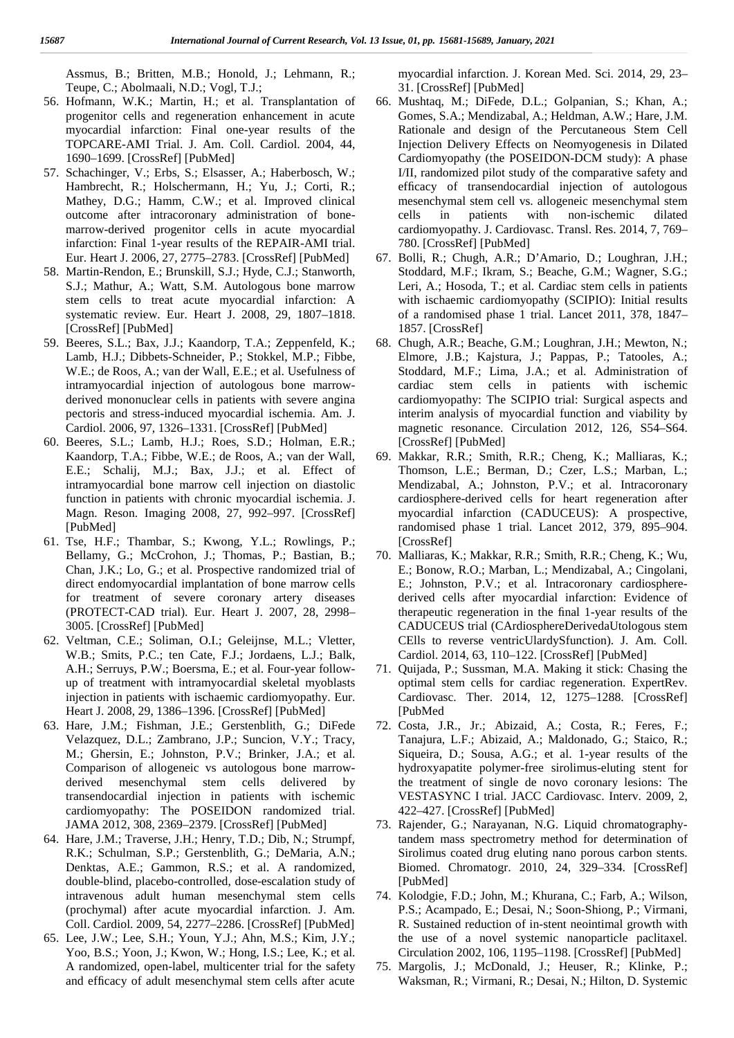Assmus, B.; Britten, M.B.; Honold, J.; Lehmann, R.; Teupe, C.; Abolmaali, N.D.; Vogl, T.J.;

56. Hofmann, W.K.; Martin, H.; et al. Transplantation of progenitor cells and regeneration enhancement in acute myocardial infarction: Final one-year results of the TOPCARE-AMI Trial. J. Am. Coll. Cardiol. 2004, 44, 1690–1699. [CrossRef] [PubMed]
57. Schachinger, V.; Erbs, S.; Elsasser, A.; Haberbosch, W.; Hambrecht, R.; Holschermann, H.; Yu, J.; Corti, R.; Mathey, D.G.; Hamm, C.W.; et al. Improved clinical outcome after intracoronary administration of bone-marrow-derived progenitor cells in acute myocardial infarction: Final 1-year results of the REPAIR-AMI trial. Eur. Heart J. 2006, 27, 2775–2783. [CrossRef] [PubMed]
58. Martin-Rendon, E.; Brunskill, S.J.; Hyde, C.J.; Stanworth, S.J.; Mathur, A.; Watt, S.M. Autologous bone marrow stem cells to treat acute myocardial infarction: A systematic review. Eur. Heart J. 2008, 29, 1807–1818. [CrossRef] [PubMed]
59. Beeres, S.L.; Bax, J.J.; Kaandorp, T.A.; Zeppenfeld, K.; Lamb, H.J.; Dibbets-Schneider, P.; Stokkel, M.P.; Fibbe, W.E.; de Roos, A.; van der Wall, E.E.; et al. Usefulness of intramyocardial injection of autologous bone marrow-derived mononuclear cells in patients with severe angina pectoris and stress-induced myocardial ischemia. Am. J. Cardiol. 2006, 97, 1326–1331. [CrossRef] [PubMed]
60. Beeres, S.L.; Lamb, H.J.; Roes, S.D.; Holman, E.R.; Kaandorp, T.A.; Fibbe, W.E.; de Roos, A.; van der Wall, E.E.; Schalij, M.J.; Bax, J.J.; et al. Effect of intramyocardial bone marrow cell injection on diastolic function in patients with chronic myocardial ischemia. J. Magn. Reson. Imaging 2008, 27, 992–997. [CrossRef] [PubMed]
61. Tse, H.F.; Thambar, S.; Kwong, Y.L.; Rowlings, P.; Bellamy, G.; McCrohon, J.; Thomas, P.; Bastian, B.; Chan, J.K.; Lo, G.; et al. Prospective randomized trial of direct endomyocardial implantation of bone marrow cells for treatment of severe coronary artery diseases (PROTECT-CAD trial). Eur. Heart J. 2007, 28, 2998–3005. [CrossRef] [PubMed]
62. Veltman, C.E.; Soliman, O.I.; Geleijnse, M.L.; Vletter, W.B.; Smits, P.C.; ten Cate, F.J.; Jordaens, L.J.; Balk, A.H.; Serruys, P.W.; Boersma, E.; et al. Four-year follow-up of treatment with intramyocardial skeletal myoblasts injection in patients with ischaemic cardiomyopathy. Eur. Heart J. 2008, 29, 1386–1396. [CrossRef] [PubMed]
63. Hare, J.M.; Fishman, J.E.; Gerstenblith, G.; DiFede Velazquez, D.L.; Zambrano, J.P.; Suncion, V.Y.; Tracy, M.; Ghersin, E.; Johnston, P.V.; Brinker, J.A.; et al. Comparison of allogeneic vs autologous bone marrow-derived mesenchymal stem cells delivered by transendocardial injection in patients with ischemic cardiomyopathy: The POSEIDON randomized trial. JAMA 2012, 308, 2369–2379. [CrossRef] [PubMed]
64. Hare, J.M.; Traverse, J.H.; Henry, T.D.; Dib, N.; Strumpf, R.K.; Schulman, S.P.; Gerstenblith, G.; DeMaria, A.N.; Denktas, A.E.; Gammon, R.S.; et al. A randomized, double-blind, placebo-controlled, dose-escalation study of intravenous adult human mesenchymal stem cells (prochymal) after acute myocardial infarction. J. Am. Coll. Cardiol. 2009, 54, 2277–2286. [CrossRef] [PubMed]
65. Lee, J.W.; Lee, S.H.; Youn, Y.J.; Ahn, M.S.; Kim, J.Y.; Yoo, B.S.; Yoon, J.; Kwon, W.; Hong, I.S.; Lee, K.; et al. A randomized, open-label, multicenter trial for the safety and efficacy of adult mesenchymal stem cells after acute myocardial infarction. J. Korean Med. Sci. 2014, 29, 23–31. [CrossRef] [PubMed]
66. Mushtaq, M.; DiFede, D.L.; Golpanian, S.; Khan, A.; Gomes, S.A.; Mendizabal, A.; Heldman, A.W.; Hare, J.M. Rationale and design of the Percutaneous Stem Cell Injection Delivery Effects on Neomyogenesis in Dilated Cardiomyopathy (the POSEIDON-DCM study): A phase I/II, randomized pilot study of the comparative safety and efficacy of transendocardial injection of autologous mesenchymal stem cell vs. allogeneic mesenchymal stem cells in patients with non-ischemic dilated cardiomyopathy. J. Cardiovasc. Transl. Res. 2014, 7, 769–780. [CrossRef] [PubMed]
67. Bolli, R.; Chugh, A.R.; D'Amario, D.; Loughran, J.H.; Stoddard, M.F.; Ikram, S.; Beache, G.M.; Wagner, S.G.; Leri, A.; Hosoda, T.; et al. Cardiac stem cells in patients with ischaemic cardiomyopathy (SCIPIO): Initial results of a randomised phase 1 trial. Lancet 2011, 378, 1847–1857. [CrossRef]
68. Chugh, A.R.; Beache, G.M.; Loughran, J.H.; Mewton, N.; Elmore, J.B.; Kajstura, J.; Pappas, P.; Tatooles, A.; Stoddard, M.F.; Lima, J.A.; et al. Administration of cardiac stem cells in patients with ischemic cardiomyopathy: The SCIPIO trial: Surgical aspects and interim analysis of myocardial function and viability by magnetic resonance. Circulation 2012, 126, S54–S64. [CrossRef] [PubMed]
69. Makkar, R.R.; Smith, R.R.; Cheng, K.; Malliaras, K.; Thomson, L.E.; Berman, D.; Czer, L.S.; Marban, L.; Mendizabal, A.; Johnston, P.V.; et al. Intracoronary cardiosphere-derived cells for heart regeneration after myocardial infarction (CADUCEUS): A prospective, randomised phase 1 trial. Lancet 2012, 379, 895–904. [CrossRef]
70. Malliaras, K.; Makkar, R.R.; Smith, R.R.; Cheng, K.; Wu, E.; Bonow, R.O.; Marban, L.; Mendizabal, A.; Cingolani, E.; Johnston, P.V.; et al. Intracoronary cardiosphere-derived cells after myocardial infarction: Evidence of therapeutic regeneration in the final 1-year results of the CADUCEUS trial (CArdiosphereDerivedaUtologous stem CElls to reverse ventricUlardySfunction). J. Am. Coll. Cardiol. 2014, 63, 110–122. [CrossRef] [PubMed]
71. Quijada, P.; Sussman, M.A. Making it stick: Chasing the optimal stem cells for cardiac regeneration. ExpertRev. Cardiovasc. Ther. 2014, 12, 1275–1288. [CrossRef] [PubMed
72. Costa, J.R., Jr.; Abizaid, A.; Costa, R.; Feres, F.; Tanajura, L.F.; Abizaid, A.; Maldonado, G.; Staico, R.; Siqueira, D.; Sousa, A.G.; et al. 1-year results of the hydroxyapatite polymer-free sirolimus-eluting stent for the treatment of single de novo coronary lesions: The VESTASYNC I trial. JACC Cardiovasc. Interv. 2009, 2, 422–427. [CrossRef] [PubMed]
73. Rajender, G.; Narayanan, N.G. Liquid chromatography-tandem mass spectrometry method for determination of Sirolimus coated drug eluting nano porous carbon stents. Biomed. Chromatogr. 2010, 24, 329–334. [CrossRef] [PubMed]
74. Kolodgie, F.D.; John, M.; Khurana, C.; Farb, A.; Wilson, P.S.; Acampado, E.; Desai, N.; Soon-Shiong, P.; Virmani, R. Sustained reduction of in-stent neointimal growth with the use of a novel systemic nanoparticle paclitaxel. Circulation 2002, 106, 1195–1198. [CrossRef] [PubMed]
75. Margolis, J.; McDonald, J.; Heuser, R.; Klinke, P.; Waksman, R.; Virmani, R.; Desai, N.; Hilton, D. Systemic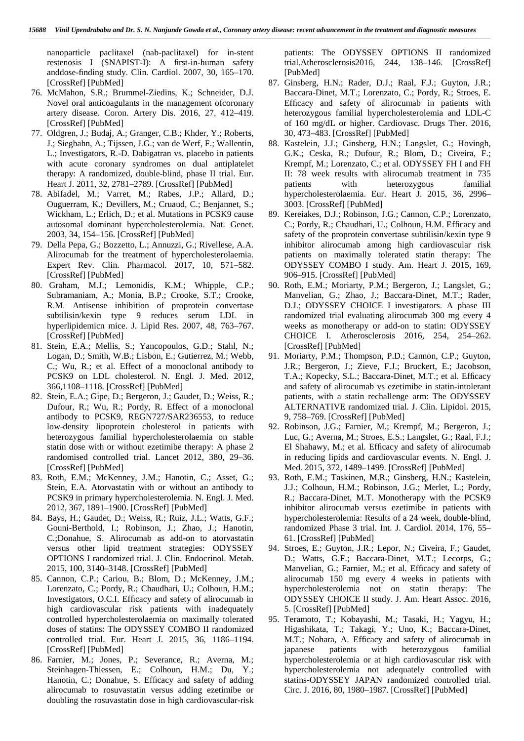nanoparticle paclitaxel (nab-paclitaxel) for in-stent restenosis I (SNAPIST-I): A first-in-human safety anddose-finding study. Clin. Cardiol. 2007, 30, 165–170. [CrossRef] [PubMed]

76. McMahon, S.R.; Brummel-Ziedins, K.; Schneider, D.J. Novel oral anticoagulants in the management ofcoronary artery disease. Coron. Artery Dis. 2016, 27, 412–419. [CrossRef] [PubMed]
77. Oldgren, J.; Budaj, A.; Granger, C.B.; Khder, Y.; Roberts, J.; Siegbahn, A.; Tijssen, J.G.; van de Werf, F.; Wallentin, L.; Investigators, R.-D. Dabigatran vs. placebo in patients with acute coronary syndromes on dual antiplatelet therapy: A randomized, double-blind, phase II trial. Eur. Heart J. 2011, 32, 2781–2789. [CrossRef] [PubMed]
78. Abifadel, M.; Varret, M.; Rabes, J.P.; Allard, D.; Ouguerram, K.; Devillers, M.; Cruaud, C.; Benjannet, S.; Wickham, L.; Erlich, D.; et al. Mutations in PCSK9 cause autosomal dominant hypercholesterolemia. Nat. Genet. 2003, 34, 154–156. [CrossRef] [PubMed]
79. Della Pepa, G.; Bozzetto, L.; Annuzzi, G.; Rivellese, A.A. Alirocumab for the treatment of hypercholesterolaemia. Expert Rev. Clin. Pharmacol. 2017, 10, 571–582. [CrossRef] [PubMed]
80. Graham, M.J.; Lemonidis, K.M.; Whipple, C.P.; Subramaniam, A.; Monia, B.P.; Crooke, S.T.; Crooke, R.M. Antisense inhibition of proprotein convertase subtilisin/kexin type 9 reduces serum LDL in hyperlipidemicn mice. J. Lipid Res. 2007, 48, 763–767. [CrossRef] [PubMed]
81. Stein, E.A.; Mellis, S.; Yancopoulos, G.D.; Stahl, N.; Logan, D.; Smith, W.B.; Lisbon, E.; Gutierrez, M.; Webb, C.; Wu, R.; et al. Effect of a monoclonal antibody to PCSK9 on LDL cholesterol. N. Engl. J. Med. 2012, 366,1108–1118. [CrossRef] [PubMed]
82. Stein, E.A.; Gipe, D.; Bergeron, J.; Gaudet, D.; Weiss, R.; Dufour, R.; Wu, R.; Pordy, R. Effect of a monoclonal antibody to PCSK9, REGN727/SAR236553, to reduce low-density lipoprotein cholesterol in patients with heterozygous familial hypercholesterolaemia on stable statin dose with or without ezetimibe therapy: A phase 2 randomised controlled trial. Lancet 2012, 380, 29–36. [CrossRef] [PubMed]
83. Roth, E.M.; McKenney, J.M.; Hanotin, C.; Asset, G.; Stein, E.A. Atorvastatin with or without an antibody to PCSK9 in primary hypercholesterolemia. N. Engl. J. Med. 2012, 367, 1891–1900. [CrossRef] [PubMed]
84. Bays, H.; Gaudet, D.; Weiss, R.; Ruiz, J.L.; Watts, G.F.; Gouni-Berthold, I.; Robinson, J.; Zhao, J.; Hanotin, C.;Donahue, S. Alirocumab as add-on to atorvastatin versus other lipid treatment strategies: ODYSSEY OPTIONS I randomized trial. J. Clin. Endocrinol. Metab. 2015, 100, 3140–3148. [CrossRef] [PubMed]
85. Cannon, C.P.; Cariou, B.; Blom, D.; McKenney, J.M.; Lorenzato, C.; Pordy, R.; Chaudhari, U.; Colhoun, H.M.; Investigators, O.C.I. Efficacy and safety of alirocumab in high cardiovascular risk patients with inadequately controlled hypercholesterolaemia on maximally tolerated doses of statins: The ODYSSEY COMBO II randomized controlled trial. Eur. Heart J. 2015, 36, 1186–1194. [CrossRef] [PubMed]
86. Farnier, M.; Jones, P.; Severance, R.; Averna, M.; Steinhagen-Thiessen, E.; Colhoun, H.M.; Du, Y.; Hanotin, C.; Donahue, S. Efficacy and safety of adding alirocumab to rosuvastatin versus adding ezetimibe or doubling the rosuvastatin dose in high cardiovascular-risk patients: The ODYSSEY OPTIONS II randomized trial.Atherosclerosis2016, 244, 138–146. [CrossRef] [PubMed]
87. Ginsberg, H.N.; Rader, D.J.; Raal, F.J.; Guyton, J.R.; Baccara-Dinet, M.T.; Lorenzato, C.; Pordy, R.; Stroes, E. Efficacy and safety of alirocumab in patients with heterozygous familial hypercholesterolemia and LDL-C of 160 mg/dL or higher. Cardiovasc. Drugs Ther. 2016, 30, 473–483. [CrossRef] [PubMed]
88. Kastelein, J.J.; Ginsberg, H.N.; Langslet, G.; Hovingh, G.K.; Ceska, R.; Dufour, R.; Blom, D.; Civeira, F.; Krempf, M.; Lorenzato, C.; et al. ODYSSEY FH I and FH II: 78 week results with alirocumab treatment in 735 patients with heterozygous familial hypercholesterolaemia. Eur. Heart J. 2015, 36, 2996–3003. [CrossRef] [PubMed]
89. Kereiakes, D.J.; Robinson, J.G.; Cannon, C.P.; Lorenzato, C.; Pordy, R.; Chaudhari, U.; Colhoun, H.M. Efficacy and safety of the proprotein convertase subtilisin/kexin type 9 inhibitor alirocumab among high cardiovascular risk patients on maximally tolerated statin therapy: The ODYSSEY COMBO I study. Am. Heart J. 2015, 169, 906–915. [CrossRef] [PubMed]
90. Roth, E.M.; Moriarty, P.M.; Bergeron, J.; Langslet, G.; Manvelian, G.; Zhao, J.; Baccara-Dinet, M.T.; Rader, D.J.; ODYSSEY CHOICE I investigators. A phase III randomized trial evaluating alirocumab 300 mg every 4 weeks as monotherapy or add-on to statin: ODYSSEY CHOICE I. Atherosclerosis 2016, 254, 254–262. [CrossRef] [PubMed]
91. Moriarty, P.M.; Thompson, P.D.; Cannon, C.P.; Guyton, J.R.; Bergeron, J.; Zieve, F.J.; Bruckert, E.; Jacobson, T.A.; Kopecky, S.L.; Baccara-Dinet, M.T.; et al. Efficacy and safety of alirocumab vs ezetimibe in statin-intolerant patients, with a statin rechallenge arm: The ODYSSEY ALTERNATIVE randomized trial. J. Clin. Lipidol. 2015, 9, 758–769. [CrossRef] [PubMed]
92. Robinson, J.G.; Farnier, M.; Krempf, M.; Bergeron, J.; Luc, G.; Averna, M.; Stroes, E.S.; Langslet, G.; Raal, F.J.; El Shahawy, M.; et al. Efficacy and safety of alirocumab in reducing lipids and cardiovascular events. N. Engl. J. Med. 2015, 372, 1489–1499. [CrossRef] [PubMed]
93. Roth, E.M.; Taskinen, M.R.; Ginsberg, H.N.; Kastelein, J.J.; Colhoun, H.M.; Robinson, J.G.; Merlet, L.; Pordy, R.; Baccara-Dinet, M.T. Monotherapy with the PCSK9 inhibitor alirocumab versus ezetimibe in patients with hypercholesterolemia: Results of a 24 week, double-blind, randomized Phase 3 trial. Int. J. Cardiol. 2014, 176, 55–61. [CrossRef] [PubMed]
94. Stroes, E.; Guyton, J.R.; Lepor, N.; Civeira, F.; Gaudet, D.; Watts, G.F.; Baccara-Dinet, M.T.; Lecorps, G.; Manvelian, G.; Farnier, M.; et al. Efficacy and safety of alirocumab 150 mg every 4 weeks in patients with hypercholesterolemia not on statin therapy: The ODYSSEY CHOICE II study. J. Am. Heart Assoc. 2016, 5. [CrossRef] [PubMed]
95. Teramoto, T.; Kobayashi, M.; Tasaki, H.; Yagyu, H.; Higashikata, T.; Takagi, Y.; Uno, K.; Baccara-Dinet, M.T.; Nohara, A. Efficacy and safety of alirocumab in japanese patients with heterozygous familial hypercholesterolemia or at high cardiovascular risk with hypercholesterolemia not adequately controlled with statins-ODYSSEY JAPAN randomized controlled trial. Circ. J. 2016, 80, 1980–1987. [CrossRef] [PubMed]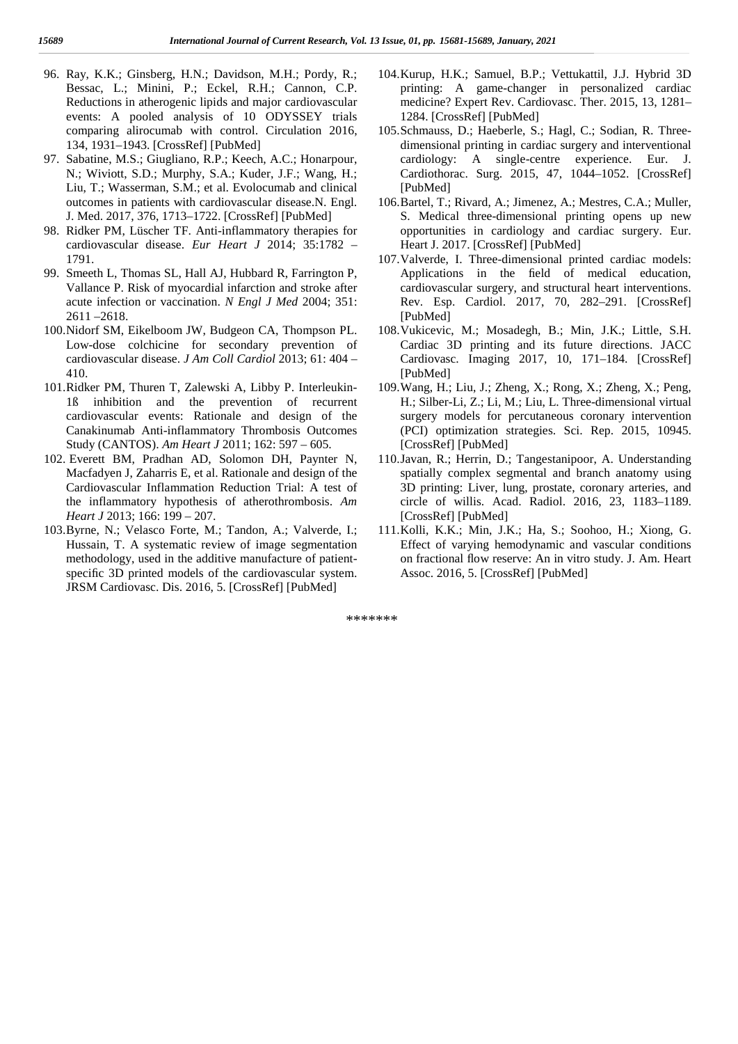96. Ray, K.K.; Ginsberg, H.N.; Davidson, M.H.; Pordy, R.; Bessac, L.; Minini, P.; Eckel, R.H.; Cannon, C.P. Reductions in atherogenic lipids and major cardiovascular events: A pooled analysis of 10 ODYSSEY trials comparing alirocumab with control. Circulation 2016, 134, 1931–1943. [CrossRef] [PubMed]
97. Sabatine, M.S.; Giugliano, R.P.; Keech, A.C.; Honarpour, N.; Wiviott, S.D.; Murphy, S.A.; Kuder, J.F.; Wang, H.; Liu, T.; Wasserman, S.M.; et al. Evolocumab and clinical outcomes in patients with cardiovascular disease.N. Engl. J. Med. 2017, 376, 1713–1722. [CrossRef] [PubMed]
98. Ridker PM, Lüscher TF. Anti-inflammatory therapies for cardiovascular disease. *Eur Heart J* 2014; 35:1782 – 1791.
99. Smeeth L, Thomas SL, Hall AJ, Hubbard R, Farrington P, Vallance P. Risk of myocardial infarction and stroke after acute infection or vaccination. *N Engl J Med* 2004; 351: 2611 –2618.
100. Nidorf SM, Eikelboom JW, Budgeon CA, Thompson PL. Low-dose colchicine for secondary prevention of cardiovascular disease. *J Am Coll Cardiol* 2013; 61: 404 – 410.
101. Ridker PM, Thuren T, Zalewski A, Libby P. Interleukin-1ß inhibition and the prevention of recurrent cardiovascular events: Rationale and design of the Canakinumab Anti-inflammatory Thrombosis Outcomes Study (CANTOS). *Am Heart J* 2011; 162: 597 – 605.
102. Everett BM, Pradhan AD, Solomon DH, Paynter N, Macfadyen J, Zaharris E, et al. Rationale and design of the Cardiovascular Inflammation Reduction Trial: A test of the inflammatory hypothesis of atherothrombosis. *Am Heart J* 2013; 166: 199 – 207.
103. Byrne, N.; Velasco Forte, M.; Tandon, A.; Valverde, I.; Hussain, T. A systematic review of image segmentation methodology, used in the additive manufacture of patient-specific 3D printed models of the cardiovascular system. JRSM Cardiovasc. Dis. 2016, 5. [CrossRef] [PubMed]
104. Kurup, H.K.; Samuel, B.P.; Vettukattil, J.J. Hybrid 3D printing: A game-changer in personalized cardiac medicine? Expert Rev. Cardiovasc. Ther. 2015, 13, 1281–1284. [CrossRef] [PubMed]
105. Schmauss, D.; Haeberle, S.; Hagl, C.; Sodian, R. Three-dimensional printing in cardiac surgery and interventional cardiology: A single-centre experience. Eur. J. Cardiothorac. Surg. 2015, 47, 1044–1052. [CrossRef] [PubMed]
106. Bartel, T.; Rivard, A.; Jimenez, A.; Mestres, C.A.; Muller, S. Medical three-dimensional printing opens up new opportunities in cardiology and cardiac surgery. Eur. Heart J. 2017. [CrossRef] [PubMed]
107. Valverde, I. Three-dimensional printed cardiac models: Applications in the field of medical education, cardiovascular surgery, and structural heart interventions. Rev. Esp. Cardiol. 2017, 70, 282–291. [CrossRef] [PubMed]
108. Vukicevic, M.; Mosadegh, B.; Min, J.K.; Little, S.H. Cardiac 3D printing and its future directions. JACC Cardiovasc. Imaging 2017, 10, 171–184. [CrossRef] [PubMed]
109. Wang, H.; Liu, J.; Zheng, X.; Rong, X.; Zheng, X.; Peng, H.; Silber-Li, Z.; Li, M.; Liu, L. Three-dimensional virtual surgery models for percutaneous coronary intervention (PCI) optimization strategies. Sci. Rep. 2015, 10945. [CrossRef] [PubMed]
110. Javan, R.; Herrin, D.; Tangestanipoor, A. Understanding spatially complex segmental and branch anatomy using 3D printing: Liver, lung, prostate, coronary arteries, and circle of willis. Acad. Radiol. 2016, 23, 1183–1189. [CrossRef] [PubMed]
111. Kolli, K.K.; Min, J.K.; Ha, S.; Soohoo, H.; Xiong, G. Effect of varying hemodynamic and vascular conditions on fractional flow reserve: An in vitro study. J. Am. Heart Assoc. 2016, 5. [CrossRef] [PubMed]

*******